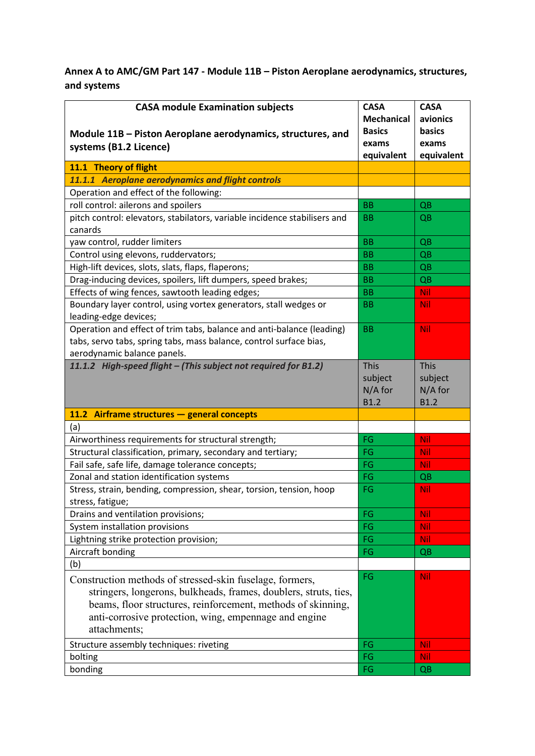**Annex A to AMC/GM Part 147 - Module 11B – Piston Aeroplane aerodynamics, structures, and systems**

| CASA module Examination subjects<br><br>Module 11B – Piston Aeroplane aerodynamics, structures, and systems (B1.2 Licence) | CASA Mechanical Basics exams equivalent | CASA avionics basics exams equivalent |
|---|---|---|
| **11.1 Theory of flight** | | |
| ***11.1.1 Aeroplane aerodynamics and flight controls*** | | |
| Operation and effect of the following: | | |
| roll control: ailerons and spoilers | BB | QB |
| pitch control: elevators, stabilators, variable incidence stabilisers and canards | BB | QB |
| yaw control, rudder limiters | BB | QB |
| Control using elevons, ruddervators; | BB | QB |
| High-lift devices, slots, slats, flaps, flaperons; | BB | QB |
| Drag-inducing devices, spoilers, lift dumpers, speed brakes; | BB | QB |
| Effects of wing fences, sawtooth leading edges; | BB | Nil |
| Boundary layer control, using vortex generators, stall wedges or leading-edge devices; | BB | Nil |
| Operation and effect of trim tabs, balance and anti-balance (leading) tabs, servo tabs, spring tabs, mass balance, control surface bias, aerodynamic balance panels. | BB | Nil |
| ***11.1.2 High-speed flight – (This subject not required for B1.2)*** | This subject N/A for B1.2 | This subject N/A for B1.2 |
| **11.2 Airframe structures — general concepts** | | |
| (a) | | |
| Airworthiness requirements for structural strength; | FG | Nil |
| Structural classification, primary, secondary and tertiary; | FG | Nil |
| Fail safe, safe life, damage tolerance concepts; | FG | Nil |
| Zonal and station identification systems | FG | QB |
| Stress, strain, bending, compression, shear, torsion, tension, hoop stress, fatigue; | FG | Nil |
| Drains and ventilation provisions; | FG | Nil |
| System installation provisions | FG | Nil |
| Lightning strike protection provision; | FG | Nil |
| Aircraft bonding | FG | QB |
| (b) | | |
| Construction methods of stressed-skin fuselage, formers, stringers, longerons, bulkheads, frames, doublers, struts, ties, beams, floor structures, reinforcement, methods of skinning, anti-corrosive protection, wing, empennage and engine attachments; | FG | Nil |
| Structure assembly techniques: riveting | FG | Nil |
| bolting | FG | Nil |
| bonding | FG | QB |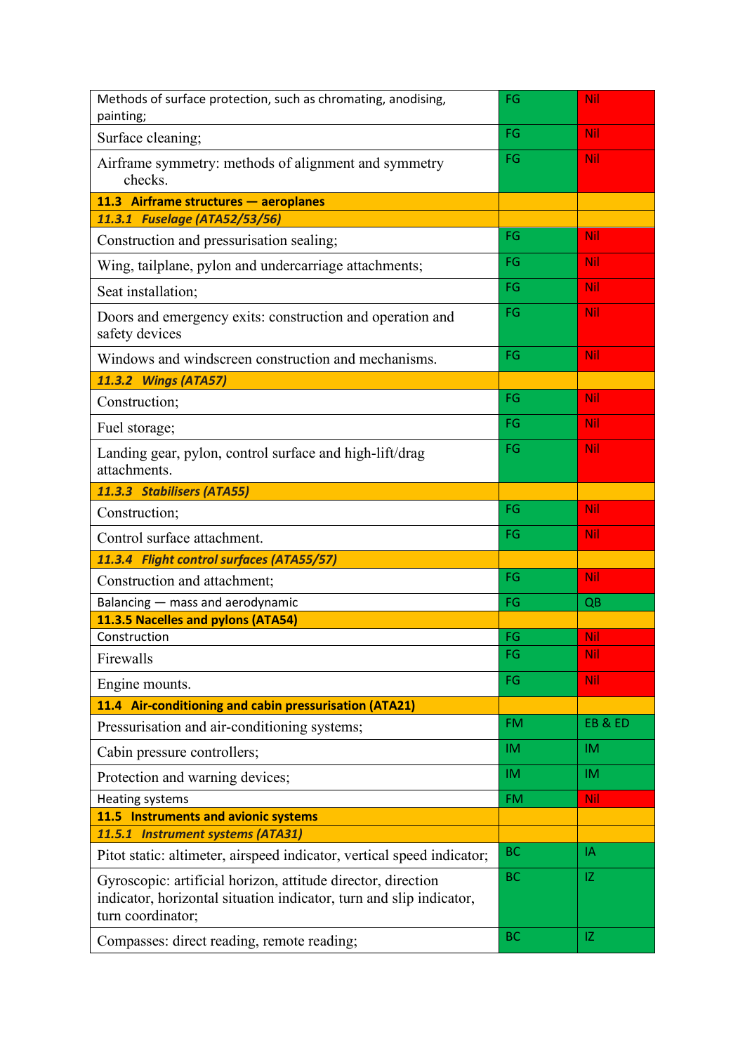| | | |
|---|---|---|
| Methods of surface protection, such as chromating, anodising, painting; | FG | Nil |
| Surface cleaning; | FG | Nil |
| Airframe symmetry: methods of alignment and symmetry checks. | FG | Nil |
| **11.3 Airframe structures — aeroplanes** | | |
| ***11.3.1 Fuselage (ATA52/53/56)*** | | |
| Construction and pressurisation sealing; | FG | Nil |
| Wing, tailplane, pylon and undercarriage attachments; | FG | Nil |
| Seat installation; | FG | Nil |
| Doors and emergency exits: construction and operation and safety devices | FG | Nil |
| Windows and windscreen construction and mechanisms. | FG | Nil |
| ***11.3.2 Wings (ATA57)*** | | |
| Construction; | FG | Nil |
| Fuel storage; | FG | Nil |
| Landing gear, pylon, control surface and high-lift/drag attachments. | FG | Nil |
| ***11.3.3 Stabilisers (ATA55)*** | | |
| Construction; | FG | Nil |
| Control surface attachment. | FG | Nil |
| ***11.3.4 Flight control surfaces (ATA55/57)*** | | |
| Construction and attachment; | FG | Nil |
| Balancing — mass and aerodynamic | FG | QB |
| **11.3.5 Nacelles and pylons (ATA54)** | | |
| Construction | FG | Nil |
| Firewalls | FG | Nil |
| Engine mounts. | FG | Nil |
| **11.4 Air-conditioning and cabin pressurisation (ATA21)** | | |
| Pressurisation and air-conditioning systems; | FM | EB & ED |
| Cabin pressure controllers; | IM | IM |
| Protection and warning devices; | IM | IM |
| Heating systems | FM | Nil |
| **11.5 Instruments and avionic systems** | | |
| ***11.5.1 Instrument systems (ATA31)*** | | |
| Pitot static: altimeter, airspeed indicator, vertical speed indicator; | BC | IA |
| Gyroscopic: artificial horizon, attitude director, direction indicator, horizontal situation indicator, turn and slip indicator, turn coordinator; | BC | IZ |
| Compasses: direct reading, remote reading; | BC | IZ |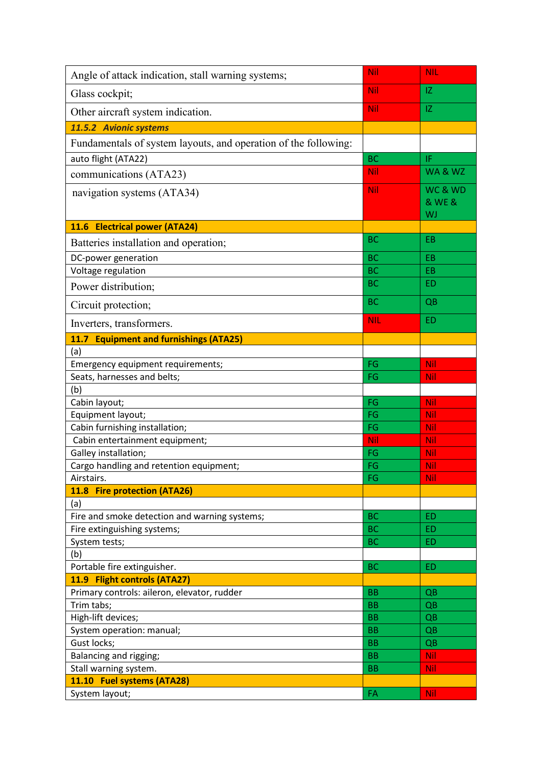| | | |
|---|---|---|
| Angle of attack indication, stall warning systems; | Nil | NIL |
| Glass cockpit; | Nil | IZ |
| Other aircraft system indication. | Nil | IZ |
| ***11.5.2 Avionic systems*** | | |
| Fundamentals of system layouts, and operation of the following: | | |
| auto flight (ATA22) | BC | IF |
| communications (ATA23) | Nil | WA & WZ |
| navigation systems (ATA34) | Nil | WC & WD & WE & WJ |
| **11.6 Electrical power (ATA24)** | | |
| Batteries installation and operation; | BC | EB |
| DC-power generation | BC | EB |
| Voltage regulation | BC | EB |
| Power distribution; | BC | ED |
| Circuit protection; | BC | QB |
| Inverters, transformers. | NIL | ED |
| **11.7 Equipment and furnishings (ATA25)** | | |
| (a) | | |
| Emergency equipment requirements; | FG | Nil |
| Seats, harnesses and belts; | FG | Nil |
| (b) | | |
| Cabin layout; | FG | Nil |
| Equipment layout; | FG | Nil |
| Cabin furnishing installation; | FG | Nil |
| Cabin entertainment equipment; | Nil | Nil |
| Galley installation; | FG | Nil |
| Cargo handling and retention equipment; | FG | Nil |
| Airstairs. | FG | Nil |
| **11.8 Fire protection (ATA26)** | | |
| (a) | | |
| Fire and smoke detection and warning systems; | BC | ED |
| Fire extinguishing systems; | BC | ED |
| System tests; | BC | ED |
| (b) | | |
| Portable fire extinguisher. | BC | ED |
| **11.9 Flight controls (ATA27)** | | |
| Primary controls: aileron, elevator, rudder | BB | QB |
| Trim tabs; | BB | QB |
| High-lift devices; | BB | QB |
| System operation: manual; | BB | QB |
| Gust locks; | BB | QB |
| Balancing and rigging; | BB | Nil |
| Stall warning system. | BB | Nil |
| **11.10 Fuel systems (ATA28)** | | |
| System layout; | FA | Nil |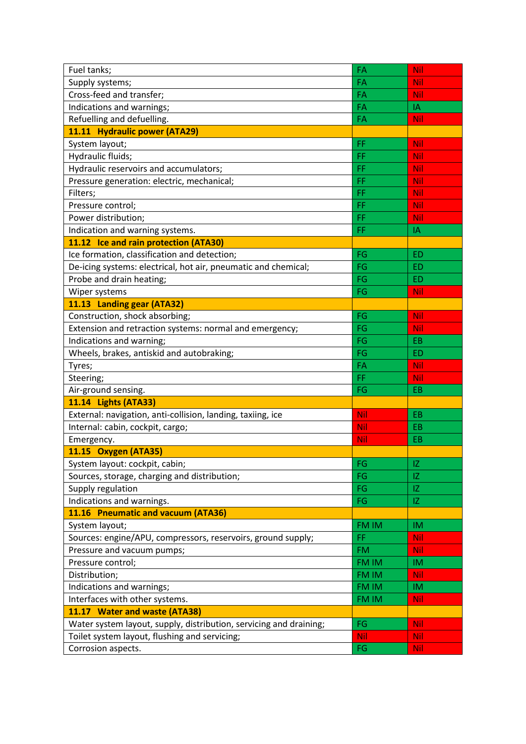| | | |
|---|---|---|
| Fuel tanks; | FA | Nil |
| Supply systems; | FA | Nil |
| Cross-feed and transfer; | FA | Nil |
| Indications and warnings; | FA | IA |
| Refuelling and defuelling. | FA | Nil |
| **11.11 Hydraulic power (ATA29)** | | |
| System layout; | FF | Nil |
| Hydraulic fluids; | FF | Nil |
| Hydraulic reservoirs and accumulators; | FF | Nil |
| Pressure generation: electric, mechanical; | FF | Nil |
| Filters; | FF | Nil |
| Pressure control; | FF | Nil |
| Power distribution; | FF | Nil |
| Indication and warning systems. | FF | IA |
| **11.12 Ice and rain protection (ATA30)** | | |
| Ice formation, classification and detection; | FG | ED |
| De-icing systems: electrical, hot air, pneumatic and chemical; | FG | ED |
| Probe and drain heating; | FG | ED |
| Wiper systems | FG | Nil |
| **11.13 Landing gear (ATA32)** | | |
| Construction, shock absorbing; | FG | Nil |
| Extension and retraction systems: normal and emergency; | FG | Nil |
| Indications and warning; | FG | EB |
| Wheels, brakes, antiskid and autobraking; | FG | ED |
| Tyres; | FA | Nil |
| Steering; | FF | Nil |
| Air-ground sensing. | FG | EB |
| **11.14 Lights (ATA33)** | | |
| External: navigation, anti-collision, landing, taxiing, ice | Nil | EB |
| Internal: cabin, cockpit, cargo; | Nil | EB |
| Emergency. | Nil | EB |
| **11.15 Oxygen (ATA35)** | | |
| System layout: cockpit, cabin; | FG | IZ |
| Sources, storage, charging and distribution; | FG | IZ |
| Supply regulation | FG | IZ |
| Indications and warnings. | FG | IZ |
| **11.16 Pneumatic and vacuum (ATA36)** | | |
| System layout; | FM IM | IM |
| Sources: engine/APU, compressors, reservoirs, ground supply; | FF | Nil |
| Pressure and vacuum pumps; | FM | Nil |
| Pressure control; | FM IM | IM |
| Distribution; | FM IM | Nil |
| Indications and warnings; | FM IM | IM |
| Interfaces with other systems. | FM IM | Nil |
| **11.17 Water and waste (ATA38)** | | |
| Water system layout, supply, distribution, servicing and draining; | FG | Nil |
| Toilet system layout, flushing and servicing; | Nil | Nil |
| Corrosion aspects. | FG | Nil |